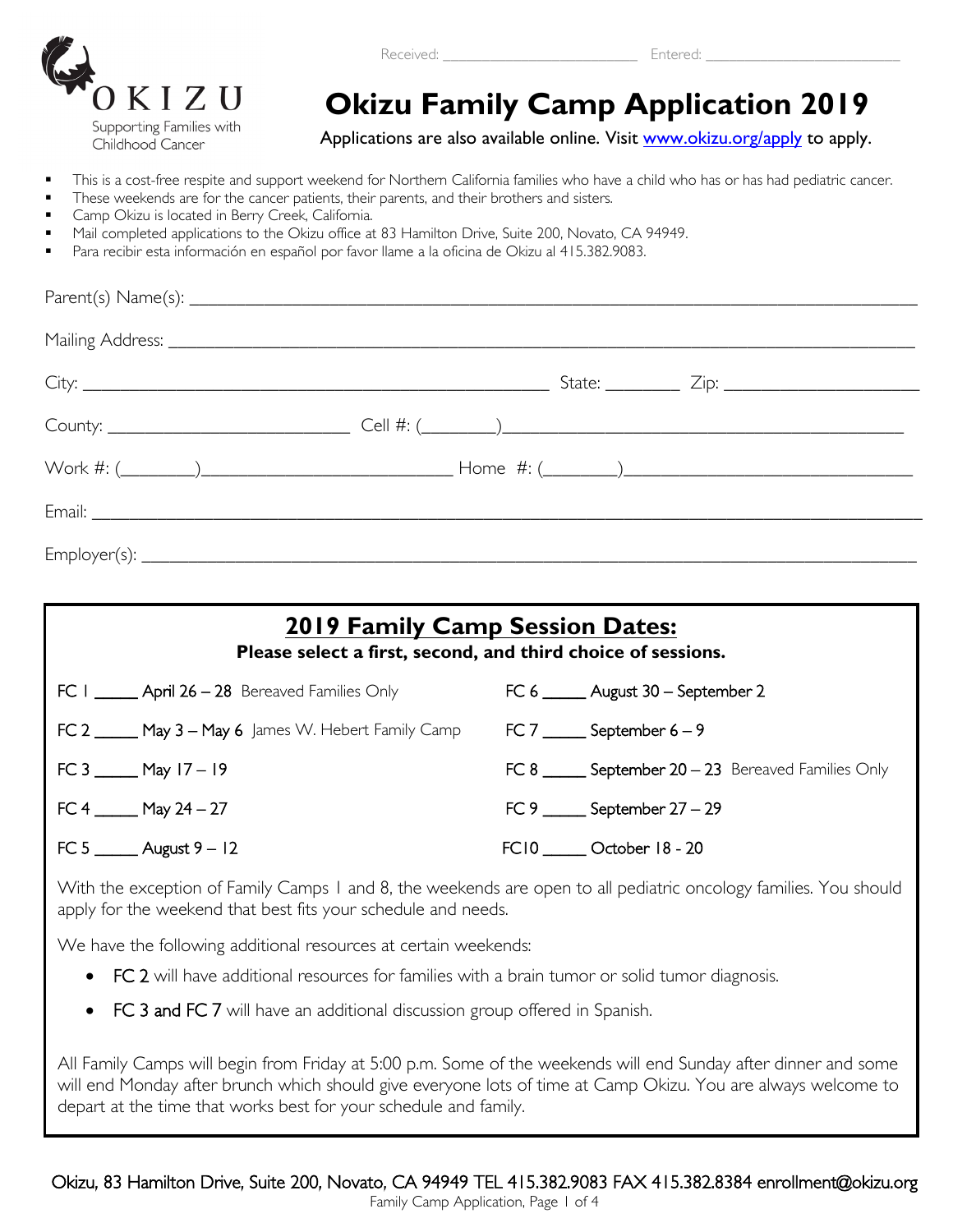Received: ______________________ Entered: ______________________

OKIZU
Supporting Families with Childhood Cancer

# Okizu Family Camp Application 2019

Applications are also available online. Visit www.okizu.org/apply to apply.

- This is a cost-free respite and support weekend for Northern California families who have a child who has or has had pediatric cancer.
- These weekends are for the cancer patients, their parents, and their brothers and sisters.
- Camp Okizu is located in Berry Creek, California.
- Mail completed applications to the Okizu office at 83 Hamilton Drive, Suite 200, Novato, CA 94949.
- Para recibir esta información en español por favor llame a la oficina de Okizu al 415.382.9083.

Parent(s) Name(s): ____________________________________________

Mailing Address: ____________________________________________

City: ______________________________ State: ________ Zip: ______________

County: ______________________ Cell #: (________)______________________

Work #: (________)______________________ Home #: (________)______________________

Email: ____________________________________________

Employer(s): ____________________________________________

## 2019 Family Camp Session Dates:

**Please select a first, second, and third choice of sessions.**

FC 1 _____ April 26 – 28 Bereaved Families Only

FC 2 _____ May 3 – May 6 James W. Hebert Family Camp

FC 3 _____ May 17 – 19

FC 4 _____ May 24 – 27

FC 5 _____ August 9 – 12

FC 6 _____ August 30 – September 2

FC 7 _____ September 6 – 9

FC 8 _____ September 20 – 23 Bereaved Families Only

FC 9 _____ September 27 – 29

FC10 _____ October 18 - 20

With the exception of Family Camps 1 and 8, the weekends are open to all pediatric oncology families. You should apply for the weekend that best fits your schedule and needs.

We have the following additional resources at certain weekends:

- FC 2 will have additional resources for families with a brain tumor or solid tumor diagnosis.
- FC 3 and FC 7 will have an additional discussion group offered in Spanish.

All Family Camps will begin from Friday at 5:00 p.m. Some of the weekends will end Sunday after dinner and some will end Monday after brunch which should give everyone lots of time at Camp Okizu. You are always welcome to depart at the time that works best for your schedule and family.

Okizu, 83 Hamilton Drive, Suite 200, Novato, CA 94949 TEL 415.382.9083 FAX 415.382.8384 enrollment@okizu.org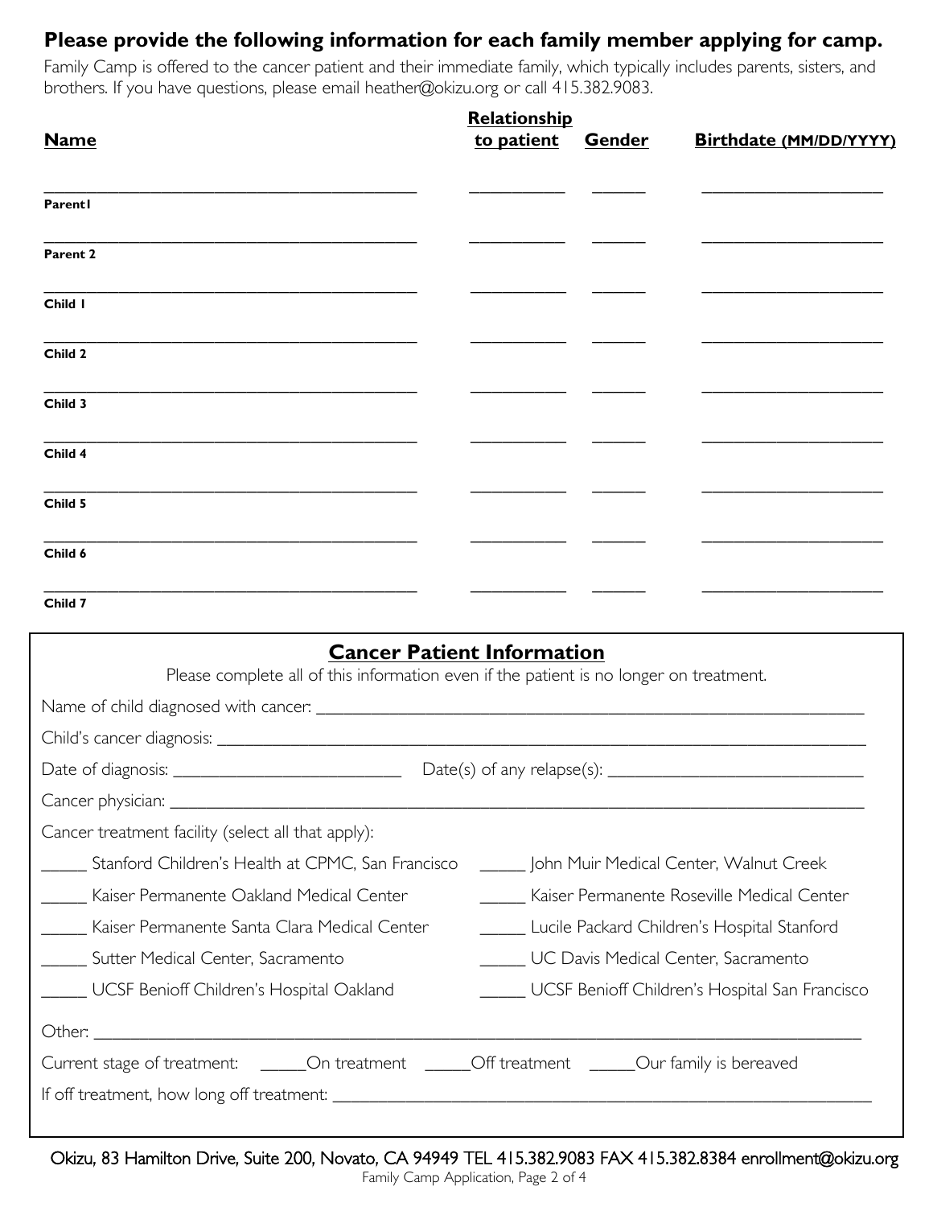**Please provide the following information for each family member applying for camp.**

Family Camp is offered to the cancer patient and their immediate family, which typically includes parents, sisters, and brothers. If you have questions, please email heather@okizu.org or call 415.382.9083.

| Name | Relationship to patient | Gender | Birthdate (MM/DD/YYYY) |
|---|---|---|---|
| ________________ **Parent1** | __________ | ______ | __________________ |
| ________________ **Parent 2** | __________ | ______ | __________________ |
| ________________ **Child 1** | __________ | ______ | __________________ |
| ________________ **Child 2** | __________ | ______ | __________________ |
| ________________ **Child 3** | __________ | ______ | __________________ |
| ________________ **Child 4** | __________ | ______ | __________________ |
| ________________ **Child 5** | __________ | ______ | __________________ |
| ________________ **Child 6** | __________ | ______ | __________________ |
| ________________ **Child 7** | __________ | ______ | __________________ |

## Cancer Patient Information

Please complete all of this information even if the patient is no longer on treatment.

Name of child diagnosed with cancer: ________________________________________________

Child's cancer diagnosis: ________________________________________________

Date of diagnosis: ______________________ Date(s) of any relapse(s): ________________________

Cancer physician: ________________________________________________

Cancer treatment facility (select all that apply):

_____ Stanford Children's Health at CPMC, San Francisco

_____ John Muir Medical Center, Walnut Creek

_____ Kaiser Permanente Oakland Medical Center

_____ Kaiser Permanente Roseville Medical Center

_____ Kaiser Permanente Santa Clara Medical Center

_____ Lucile Packard Children's Hospital Stanford

_____ Sutter Medical Center, Sacramento

_____ UC Davis Medical Center, Sacramento

_____ UCSF Benioff Children's Hospital Oakland

_____ UCSF Benioff Children's Hospital San Francisco

Other: ________________________________________________

Current stage of treatment: _____On treatment _____Off treatment _____Our family is bereaved

If off treatment, how long off treatment: ________________________________________________

Okizu, 83 Hamilton Drive, Suite 200, Novato, CA 94949 TEL 415.382.9083 FAX 415.382.8384 enrollment@okizu.org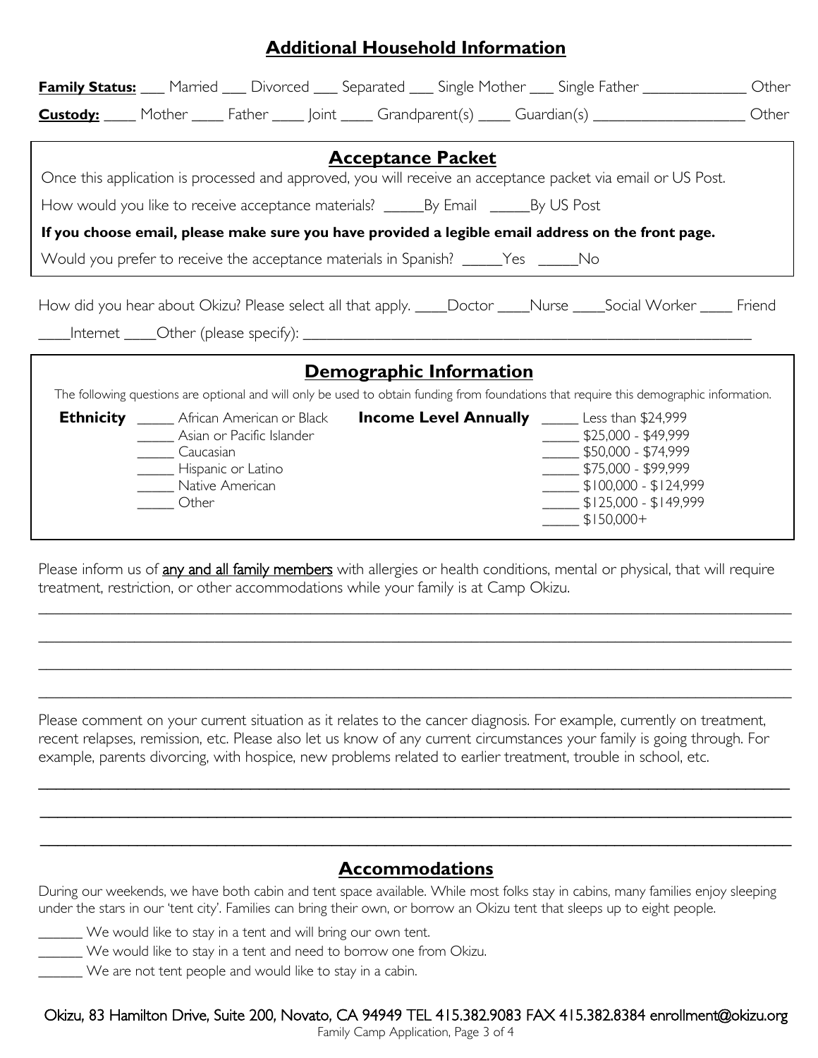## Additional Household Information

**Family Status:** ___ Married ___ Divorced ___ Separated ___ Single Mother ___ Single Father _____________ Other

**Custody:** ____ Mother ____ Father ____ Joint ____ Grandparent(s) ____ Guardian(s) ___________________ Other

### Acceptance Packet

Once this application is processed and approved, you will receive an acceptance packet via email or US Post.

How would you like to receive acceptance materials? _____By Email _____By US Post

**If you choose email, please make sure you have provided a legible email address on the front page.**

Would you prefer to receive the acceptance materials in Spanish? _____Yes _____No

How did you hear about Okizu? Please select all that apply. ____Doctor ____Nurse ____Social Worker ____ Friend ____Internet ____Other (please specify): ________________________________________________________

### Demographic Information

The following questions are optional and will only be used to obtain funding from foundations that require this demographic information.

**Ethnicity**

_____ African American or Black
_____ Asian or Pacific Islander
_____ Caucasian
_____ Hispanic or Latino
_____ Native American
_____ Other

**Income Level Annually**

_____ Less than $24,999
_____ $25,000 - $49,999
_____ $50,000 - $74,999
_____ $75,000 - $99,999
_____ $100,000 - $124,999
_____ $125,000 - $149,999
_____ $150,000+

Please inform us of any and all family members with allergies or health conditions, mental or physical, that will require treatment, restriction, or other accommodations while your family is at Camp Okizu.

______________________________________________________________________________________

______________________________________________________________________________________

______________________________________________________________________________________

______________________________________________________________________________________

Please comment on your current situation as it relates to the cancer diagnosis. For example, currently on treatment, recent relapses, remission, etc. Please also let us know of any current circumstances your family is going through. For example, parents divorcing, with hospice, new problems related to earlier treatment, trouble in school, etc.

______________________________________________________________________________________

______________________________________________________________________________________

______________________________________________________________________________________

### Accommodations

During our weekends, we have both cabin and tent space available. While most folks stay in cabins, many families enjoy sleeping under the stars in our 'tent city'. Families can bring their own, or borrow an Okizu tent that sleeps up to eight people.

______ We would like to stay in a tent and will bring our own tent.
______ We would like to stay in a tent and need to borrow one from Okizu.
______ We are not tent people and would like to stay in a cabin.

Okizu, 83 Hamilton Drive, Suite 200, Novato, CA 94949 TEL 415.382.9083 FAX 415.382.8384 enrollment@okizu.org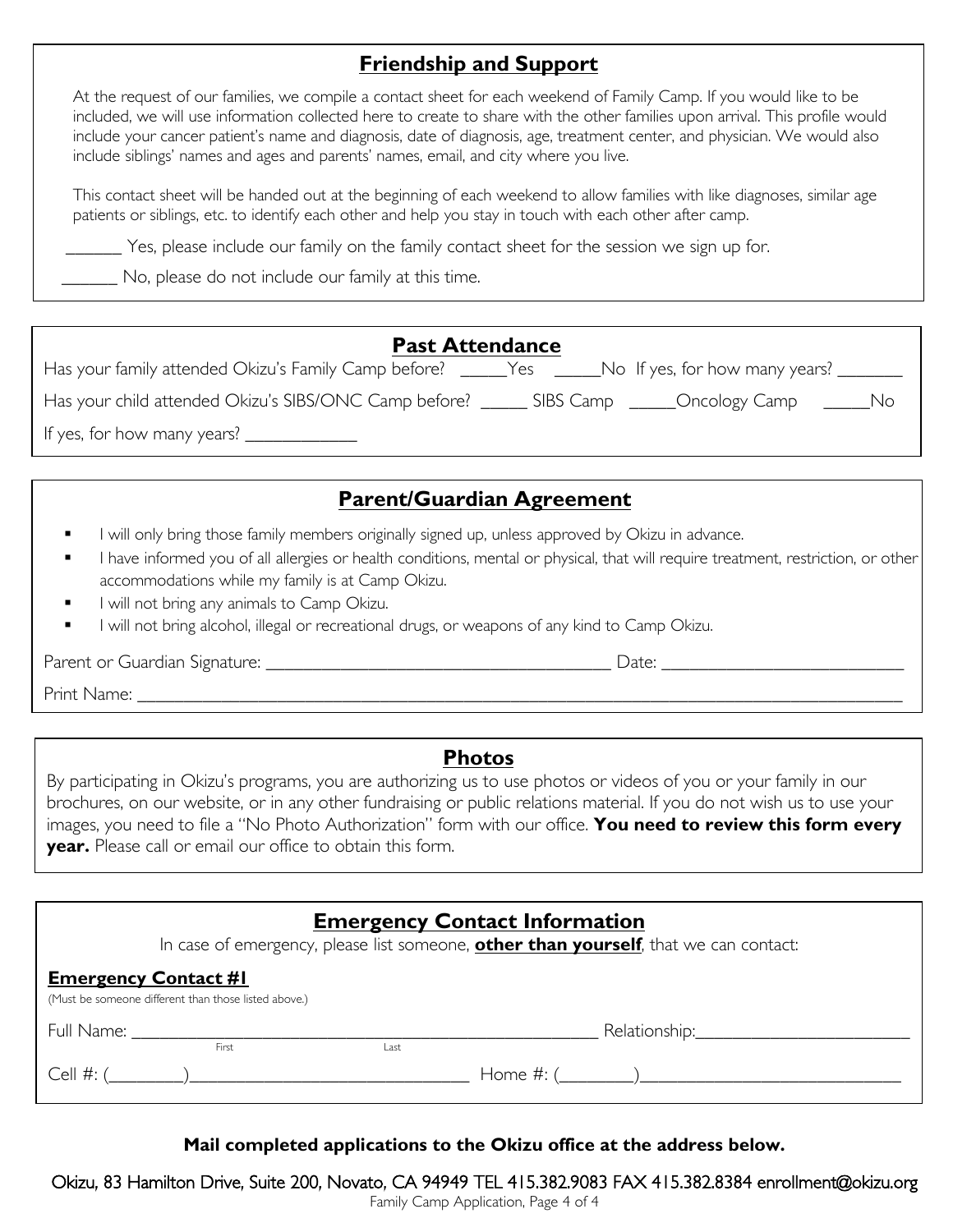## Friendship and Support

At the request of our families, we compile a contact sheet for each weekend of Family Camp. If you would like to be included, we will use information collected here to create to share with the other families upon arrival. This profile would include your cancer patient's name and diagnosis, date of diagnosis, age, treatment center, and physician. We would also include siblings' names and ages and parents' names, email, and city where you live.

This contact sheet will be handed out at the beginning of each weekend to allow families with like diagnoses, similar age patients or siblings, etc. to identify each other and help you stay in touch with each other after camp.

______ Yes, please include our family on the family contact sheet for the session we sign up for.

______ No, please do not include our family at this time.

## Past Attendance

Has your family attended Okizu's Family Camp before? _____Yes _____No If yes, for how many years? _______

Has your child attended Okizu's SIBS/ONC Camp before? _____ SIBS Camp _____Oncology Camp _____No

If yes, for how many years? ____________

## Parent/Guardian Agreement

- I will only bring those family members originally signed up, unless approved by Okizu in advance.
- I have informed you of all allergies or health conditions, mental or physical, that will require treatment, restriction, or other accommodations while my family is at Camp Okizu.
- I will not bring any animals to Camp Okizu.
- I will not bring alcohol, illegal or recreational drugs, or weapons of any kind to Camp Okizu.

Parent or Guardian Signature: ______________________________________ Date: ___________________________

Print Name: ________________________________________________________________________________________

## Photos

By participating in Okizu's programs, you are authorizing us to use photos or videos of you or your family in our brochures, on our website, or in any other fundraising or public relations material. If you do not wish us to use your images, you need to file a "No Photo Authorization" form with our office. **You need to review this form every year.** Please call or email our office to obtain this form.

## Emergency Contact Information

In case of emergency, please list someone, **other than yourself**, that we can contact:

### Emergency Contact #1

(Must be someone different than those listed above.)

Full Name: ___________________________________________________ Relationship:________________________

First Last

Cell #: (________)______________________________ Home #: (________)____________________________

**Mail completed applications to the Okizu office at the address below.**

Okizu, 83 Hamilton Drive, Suite 200, Novato, CA 94949 TEL 415.382.9083 FAX 415.382.8384 enrollment@okizu.org